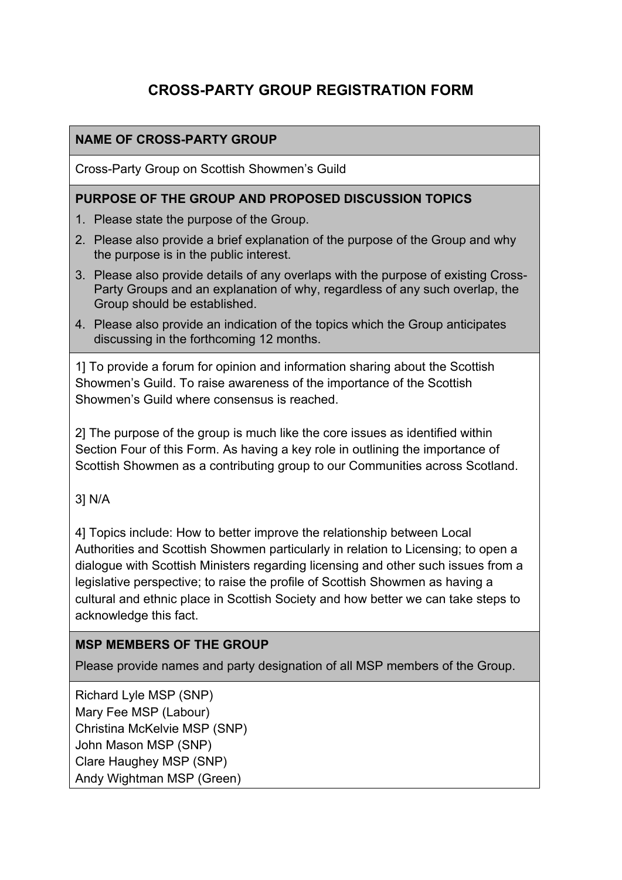# CROSS-PARTY GROUP REGISTRATION FORM

## NAME OF CROSS-PARTY GROUP

Cross-Party Group on Scottish Showmen's Guild

## PURPOSE OF THE GROUP AND PROPOSED DISCUSSION TOPICS

1. Please state the purpose of the Group.
2. Please also provide a brief explanation of the purpose of the Group and why the purpose is in the public interest.
3. Please also provide details of any overlaps with the purpose of existing Cross-Party Groups and an explanation of why, regardless of any such overlap, the Group should be established.
4. Please also provide an indication of the topics which the Group anticipates discussing in the forthcoming 12 months.

1] To provide a forum for opinion and information sharing about the Scottish Showmen's Guild. To raise awareness of the importance of the Scottish Showmen's Guild where consensus is reached.

2] The purpose of the group is much like the core issues as identified within Section Four of this Form. As having a key role in outlining the importance of Scottish Showmen as a contributing group to our Communities across Scotland.

3] N/A

4] Topics include: How to better improve the relationship between Local Authorities and Scottish Showmen particularly in relation to Licensing; to open a dialogue with Scottish Ministers regarding licensing and other such issues from a legislative perspective; to raise the profile of Scottish Showmen as having a cultural and ethnic place in Scottish Society and how better we can take steps to acknowledge this fact.

## MSP MEMBERS OF THE GROUP

Please provide names and party designation of all MSP members of the Group.

Richard Lyle MSP (SNP)
Mary Fee MSP (Labour)
Christina McKelvie MSP (SNP)
John Mason MSP (SNP)
Clare Haughey MSP (SNP)
Andy Wightman MSP (Green)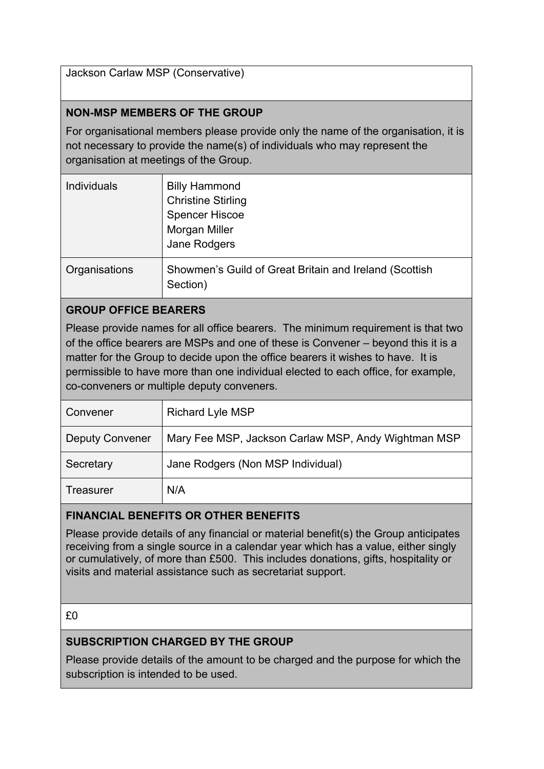Jackson Carlaw MSP (Conservative)

**NON-MSP MEMBERS OF THE GROUP**

For organisational members please provide only the name of the organisation, it is not necessary to provide the name(s) of individuals who may represent the organisation at meetings of the Group.

| | |
|---|---|
| Individuals | Billy Hammond<br>Christine Stirling<br>Spencer Hiscoe<br>Morgan Miller<br>Jane Rodgers |
| Organisations | Showmen's Guild of Great Britain and Ireland (Scottish Section) |

**GROUP OFFICE BEARERS**

Please provide names for all office bearers. The minimum requirement is that two of the office bearers are MSPs and one of these is Convener – beyond this it is a matter for the Group to decide upon the office bearers it wishes to have. It is permissible to have more than one individual elected to each office, for example, co-conveners or multiple deputy conveners.

| | |
|---|---|
| Convener | Richard Lyle MSP |
| Deputy Convener | Mary Fee MSP, Jackson Carlaw MSP, Andy Wightman MSP |
| Secretary | Jane Rodgers (Non MSP Individual) |
| Treasurer | N/A |

**FINANCIAL BENEFITS OR OTHER BENEFITS**

Please provide details of any financial or material benefit(s) the Group anticipates receiving from a single source in a calendar year which has a value, either singly or cumulatively, of more than £500. This includes donations, gifts, hospitality or visits and material assistance such as secretariat support.

£0

**SUBSCRIPTION CHARGED BY THE GROUP**

Please provide details of the amount to be charged and the purpose for which the subscription is intended to be used.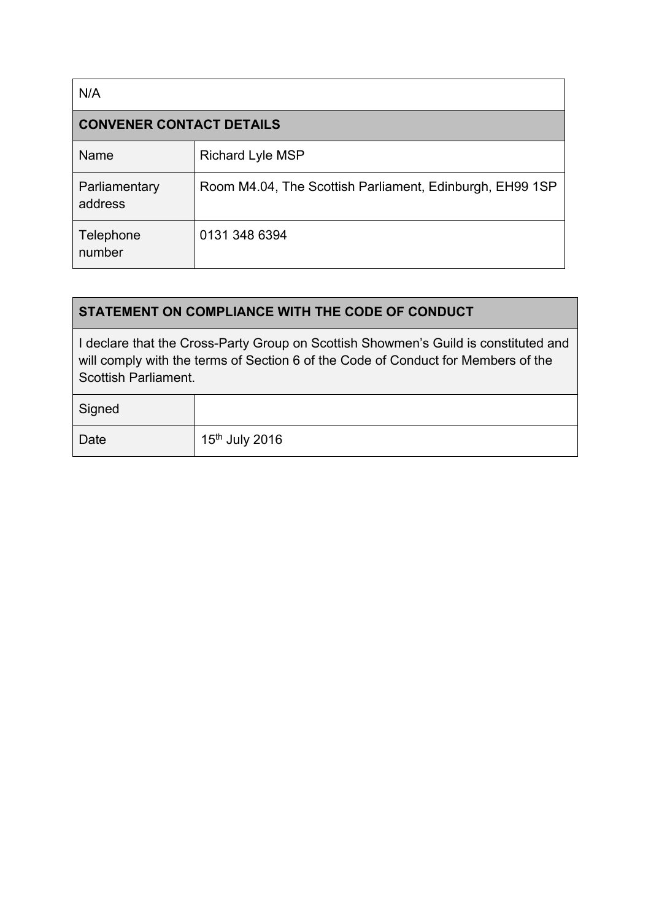| N/A | |
|---|---|
| **CONVENER CONTACT DETAILS** | |
| Name | Richard Lyle MSP |
| Parliamentary address | Room M4.04, The Scottish Parliament, Edinburgh, EH99 1SP |
| Telephone number | 0131 348 6394 |

| **STATEMENT ON COMPLIANCE WITH THE CODE OF CONDUCT** | |
|---|---|
| I declare that the Cross-Party Group on Scottish Showmen's Guild is constituted and will comply with the terms of Section 6 of the Code of Conduct for Members of the Scottish Parliament. | |
| Signed | |
| Date | 15th July 2016 |